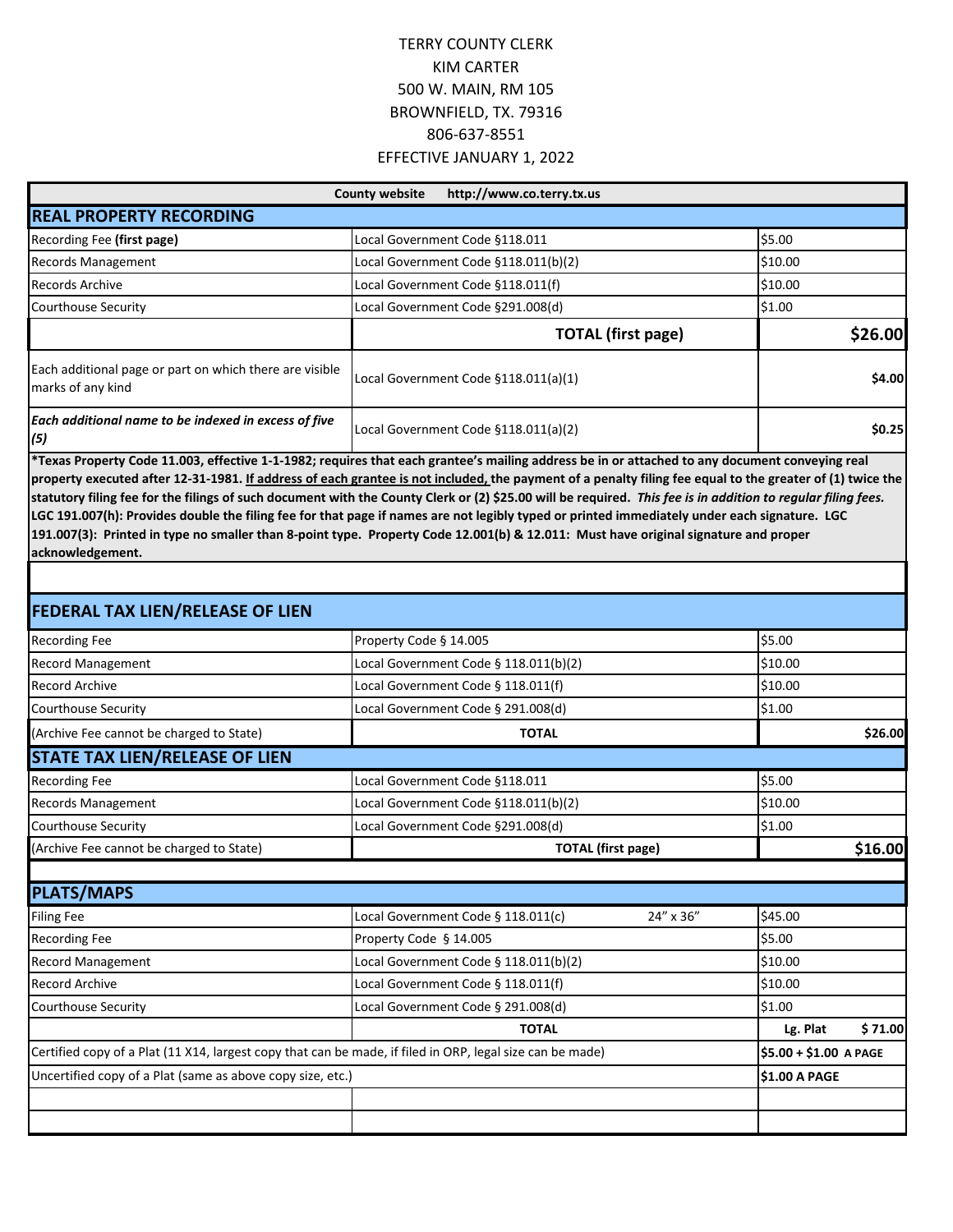TERRY COUNTY CLERK
KIM CARTER
500 W. MAIN, RM 105
BROWNFIELD, TX. 79316
806-637-8551
EFFECTIVE JANUARY 1, 2022

| County website http://www.co.terry.tx.us | | |
|---|---|---|
| **REAL PROPERTY RECORDING** | | |
| Recording Fee **(first page)** | Local Government Code §118.011 | $5.00 |
| Records Management | Local Government Code §118.011(b)(2) | $10.00 |
| Records Archive | Local Government Code §118.011(f) | $10.00 |
| Courthouse Security | Local Government Code §291.008(d) | $1.00 |
| | **TOTAL (first page)** | **$26.00** |
| Each additional page or part on which there are visible marks of any kind | Local Government Code §118.011(a)(1) | **$4.00** |
| ***Each additional name to be indexed in excess of five (5)*** | Local Government Code §118.011(a)(2) | **$0.25** |

**\*Texas Property Code 11.003, effective 1-1-1982; requires that each grantee's mailing address be in or attached to any document conveying real property executed after 12-31-1981. If address of each grantee is not included, the payment of a penalty filing fee equal to the greater of (1) twice the statutory filing fee for the filings of such document with the County Clerk or (2) $25.00 will be required. *This fee is in addition to regular filing fees.* LGC 191.007(h): Provides double the filing fee for that page if names are not legibly typed or printed immediately under each signature. LGC 191.007(3): Printed in type no smaller than 8-point type. Property Code 12.001(b) & 12.011: Must have original signature and proper acknowledgement.**

| **FEDERAL TAX LIEN/RELEASE OF LIEN** | | |
|---|---|---|
| Recording Fee | Property Code § 14.005 | $5.00 |
| Record Management | Local Government Code § 118.011(b)(2) | $10.00 |
| Record Archive | Local Government Code § 118.011(f) | $10.00 |
| Courthouse Security | Local Government Code § 291.008(d) | $1.00 |
| (Archive Fee cannot be charged to State) | **TOTAL** | **$26.00** |
| **STATE TAX LIEN/RELEASE OF LIEN** | | |
| Recording Fee | Local Government Code §118.011 | $5.00 |
| Records Management | Local Government Code §118.011(b)(2) | $10.00 |
| Courthouse Security | Local Government Code §291.008(d) | $1.00 |
| (Archive Fee cannot be charged to State) | **TOTAL (first page)** | **$16.00** |

| **PLATS/MAPS** | | |
|---|---|---|
| Filing Fee | Local Government Code § 118.011(c) 24" x 36" | $45.00 |
| Recording Fee | Property Code § 14.005 | $5.00 |
| Record Management | Local Government Code § 118.011(b)(2) | $10.00 |
| Record Archive | Local Government Code § 118.011(f) | $10.00 |
| Courthouse Security | Local Government Code § 291.008(d) | $1.00 |
| | **TOTAL** | **Lg. Plat $ 71.00** |
| Certified copy of a Plat (11 X14, largest copy that can be made, if filed in ORP, legal size can be made) | | **$5.00 + $1.00 A PAGE** |
| Uncertified copy of a Plat (same as above copy size, etc.) | | **$1.00 A PAGE** |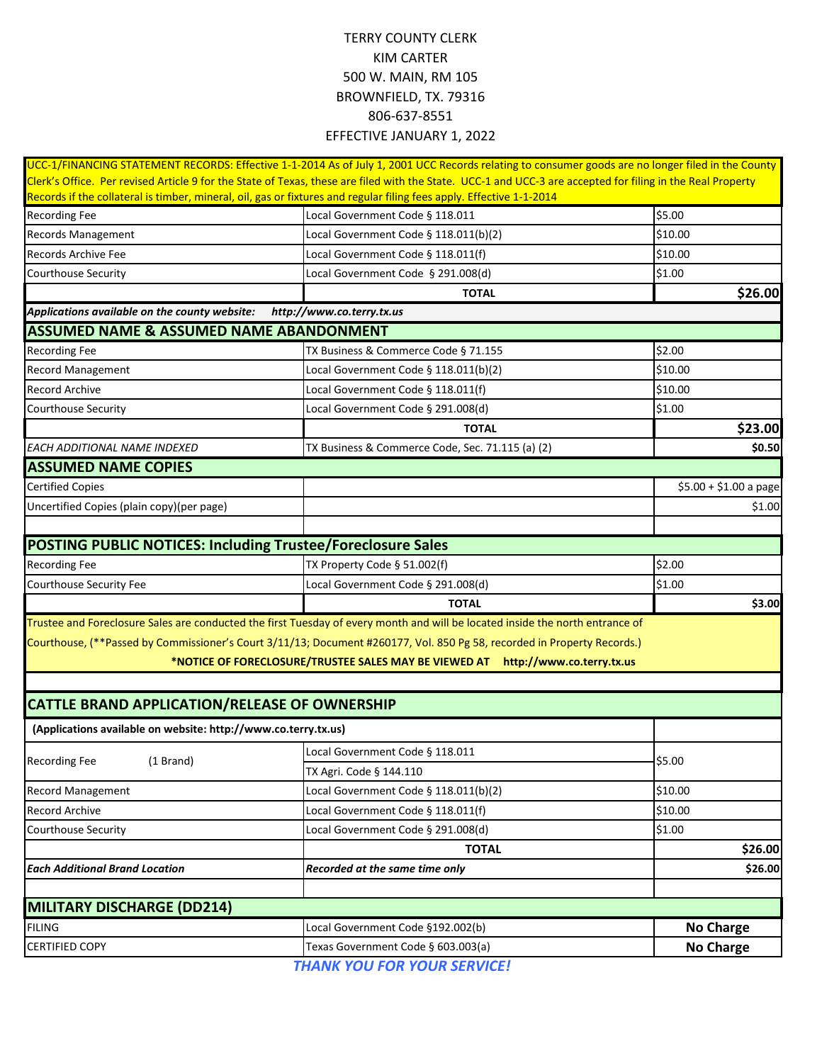TERRY COUNTY CLERK
KIM CARTER
500 W. MAIN, RM 105
BROWNFIELD, TX. 79316
806-637-8551
EFFECTIVE JANUARY 1, 2022

| UCC-1/FINANCING STATEMENT RECORDS: Effective 1-1-2014 As of July 1, 2001 UCC Records relating to consumer goods are no longer filed in the County Clerk's Office. Per revised Article 9 for the State of Texas, these are filed with the State. UCC-1 and UCC-3 are accepted for filing in the Real Property Records if the collateral is timber, mineral, oil, gas or fixtures and regular filing fees apply. Effective 1-1-2014 | | |
|---|---|---|
| Recording Fee | Local Government Code § 118.011 | $5.00 |
| Records Management | Local Government Code § 118.011(b)(2) | $10.00 |
| Records Archive Fee | Local Government Code § 118.011(f) | $10.00 |
| Courthouse Security | Local Government Code § 291.008(d) | $1.00 |
| | **TOTAL** | **$26.00** |
| ***Applications available on the county website:*** | ***http://www.co.terry.tx.us*** | |
| **ASSUMED NAME & ASSUMED NAME ABANDONMENT** | | |
| Recording Fee | TX Business & Commerce Code § 71.155 | $2.00 |
| Record Management | Local Government Code § 118.011(b)(2) | $10.00 |
| Record Archive | Local Government Code § 118.011(f) | $10.00 |
| Courthouse Security | Local Government Code § 291.008(d) | $1.00 |
| | **TOTAL** | **$23.00** |
| *EACH ADDITIONAL NAME INDEXED* | TX Business & Commerce Code, Sec. 71.115 (a) (2) | **$0.50** |
| **ASSUMED NAME COPIES** | | |
| Certified Copies | | $5.00 + $1.00 a page |
| Uncertified Copies (plain copy)(per page) | | $1.00 |
| | | |
| **POSTING PUBLIC NOTICES: Including Trustee/Foreclosure Sales** | | |
| Recording Fee | TX Property Code § 51.002(f) | $2.00 |
| Courthouse Security Fee | Local Government Code § 291.008(d) | $1.00 |
| | **TOTAL** | **$3.00** |
| Trustee and Foreclosure Sales are conducted the first Tuesday of every month and will be located inside the north entrance of Courthouse, (**Passed by Commissioner's Court 3/11/13; Document #260177, Vol. 850 Pg 58, recorded in Property Records.) | | |
| **\*NOTICE OF FORECLOSURE/TRUSTEE SALES MAY BE VIEWED AT http://www.co.terry.tx.us** | | |
| | | |
| **CATTLE BRAND APPLICATION/RELEASE OF OWNERSHIP** | | |
| **(Applications available on website: http://www.co.terry.tx.us)** | | |
| Recording Fee (1 Brand) | Local Government Code § 118.011<br>TX Agri. Code § 144.110 | $5.00 |
| Record Management | Local Government Code § 118.011(b)(2) | $10.00 |
| Record Archive | Local Government Code § 118.011(f) | $10.00 |
| Courthouse Security | Local Government Code § 291.008(d) | $1.00 |
| | **TOTAL** | **$26.00** |
| ***Each Additional Brand Location*** | ***Recorded at the same time only*** | **$26.00** |
| | | |
| **MILITARY DISCHARGE (DD214)** | | |
| FILING | Local Government Code §192.002(b) | **No Charge** |
| CERTIFIED COPY | Texas Government Code § 603.003(a) | **No Charge** |

***THANK YOU FOR YOUR SERVICE!***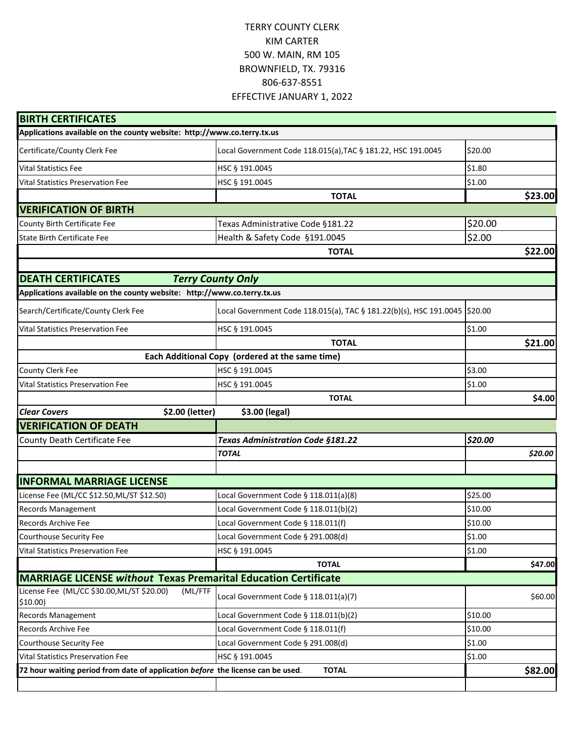TERRY COUNTY CLERK
KIM CARTER
500 W. MAIN, RM 105
BROWNFIELD, TX. 79316
806-637-8551
EFFECTIVE JANUARY 1, 2022

| **BIRTH CERTIFICATES** | | |
|---|---|---|
| **Applications available on the county website: http://www.co.terry.tx.us** | | |
| Certificate/County Clerk Fee | Local Government Code 118.015(a),TAC § 181.22, HSC 191.0045 | $20.00 |
| Vital Statistics Fee | HSC § 191.0045 | $1.80 |
| Vital Statistics Preservation Fee | HSC § 191.0045 | $1.00 |
| | **TOTAL** | **$23.00** |
| **VERIFICATION OF BIRTH** | | |
| County Birth Certificate Fee | Texas Administrative Code §181.22 | $20.00 |
| State Birth Certificate Fee | Health & Safety Code §191.0045 | $2.00 |
| | **TOTAL** | **$22.00** |
| | | |
| **DEATH CERTIFICATES** ***Terry County Only*** | | |
| **Applications available on the county website: http://www.co.terry.tx.us** | | |
| Search/Certificate/County Clerk Fee | Local Government Code 118.015(a), TAC § 181.22(b)(s), HSC 191.0045 | $20.00 |
| Vital Statistics Preservation Fee | HSC § 191.0045 | $1.00 |
| | **TOTAL** | **$21.00** |
| **Each Additional Copy (ordered at the same time)** | | |
| County Clerk Fee | HSC § 191.0045 | $3.00 |
| Vital Statistics Preservation Fee | HSC § 191.0045 | $1.00 |
| | **TOTAL** | **$4.00** |
| ***Clear Covers*** **$2.00 (letter)** | **$3.00 (legal)** | |
| **VERIFICATION OF DEATH** | | |
| County Death Certificate Fee | ***Texas Administration Code §181.22*** | ***$20.00*** |
| | ***TOTAL*** | ***$20.00*** |
| | | |
| **INFORMAL MARRIAGE LICENSE** | | |
| License Fee (ML/CC $12.50,ML/ST $12.50) | Local Government Code § 118.011(a)(8) | $25.00 |
| Records Management | Local Government Code § 118.011(b)(2) | $10.00 |
| Records Archive Fee | Local Government Code § 118.011(f) | $10.00 |
| Courthouse Security Fee | Local Government Code § 291.008(d) | $1.00 |
| Vital Statistics Preservation Fee | HSC § 191.0045 | $1.00 |
| | **TOTAL** | **$47.00** |
| **MARRIAGE LICENSE *without* Texas Premarital Education Certificate** | | |
| License Fee (ML/CC $30.00,ML/ST $20.00) (ML/FTF $10.00) | Local Government Code § 118.011(a)(7) | $60.00 |
| Records Management | Local Government Code § 118.011(b)(2) | $10.00 |
| Records Archive Fee | Local Government Code § 118.011(f) | $10.00 |
| Courthouse Security Fee | Local Government Code § 291.008(d) | $1.00 |
| Vital Statistics Preservation Fee | HSC § 191.0045 | $1.00 |
| **72 hour waiting period from date of application *before* the license can be used.** | **TOTAL** | **$82.00** |
| | | |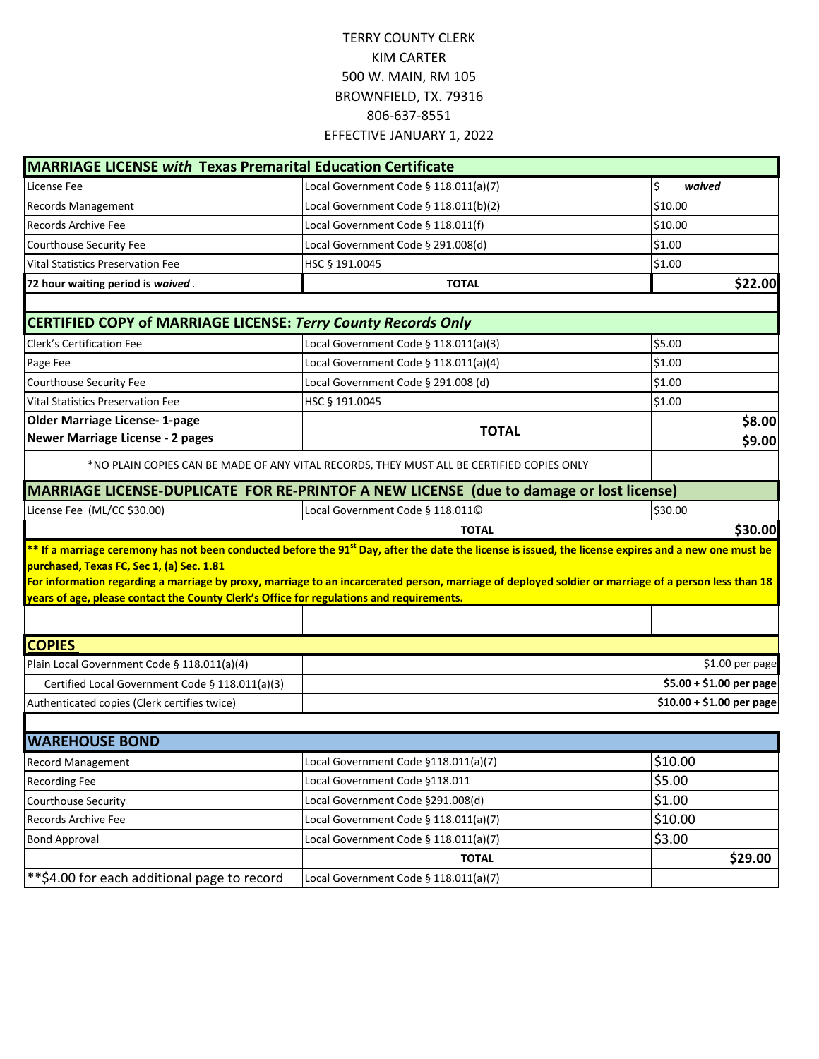TERRY COUNTY CLERK
KIM CARTER
500 W. MAIN, RM 105
BROWNFIELD, TX. 79316
806-637-8551
EFFECTIVE JANUARY 1, 2022

| **MARRIAGE LICENSE *with* Texas Premarital Education Certificate** | | |
|---|---|---|
| License Fee | Local Government Code § 118.011(a)(7) | $ ***waived*** |
| Records Management | Local Government Code § 118.011(b)(2) | $10.00 |
| Records Archive Fee | Local Government Code § 118.011(f) | $10.00 |
| Courthouse Security Fee | Local Government Code § 291.008(d) | $1.00 |
| Vital Statistics Preservation Fee | HSC § 191.0045 | $1.00 |
| **72 hour waiting period is *waived*.** | **TOTAL** | **$22.00** |

| **CERTIFIED COPY of MARRIAGE LICENSE: *Terry County Records Only*** | | |
|---|---|---|
| Clerk's Certification Fee | Local Government Code § 118.011(a)(3) | $5.00 |
| Page Fee | Local Government Code § 118.011(a)(4) | $1.00 |
| Courthouse Security Fee | Local Government Code § 291.008 (d) | $1.00 |
| Vital Statistics Preservation Fee | HSC § 191.0045 | $1.00 |
| **Older Marriage License- 1-page**<br>**Newer Marriage License - 2 pages** | **TOTAL** | **$8.00**<br>**$9.00** |
| *NO PLAIN COPIES CAN BE MADE OF ANY VITAL RECORDS, THEY MUST ALL BE CERTIFIED COPIES ONLY | | |

| **MARRIAGE LICENSE-DUPLICATE FOR RE-PRINTOF A NEW LICENSE (due to damage or lost license)** | | |
|---|---|---|
| License Fee (ML/CC $30.00) | Local Government Code § 118.011© | $30.00 |
| | **TOTAL** | **$30.00** |

**** If a marriage ceremony has not been conducted before the 91st Day, after the date the license is issued, the license expires and a new one must be purchased, Texas FC, Sec 1, (a) Sec. 1.81**

**For information regarding a marriage by proxy, marriage to an incarcerated person, marriage of deployed soldier or marriage of a person less than 18 years of age, please contact the County Clerk's Office for regulations and requirements.**

| **COPIES** | |
|---|---|
| Plain Local Government Code § 118.011(a)(4) | $1.00 per page |
| Certified Local Government Code § 118.011(a)(3) | **$5.00 + $1.00 per page** |
| Authenticated copies (Clerk certifies twice) | **$10.00 + $1.00 per page** |

| **WAREHOUSE BOND** | | |
|---|---|---|
| Record Management | Local Government Code §118.011(a)(7) | $10.00 |
| Recording Fee | Local Government Code §118.011 | $5.00 |
| Courthouse Security | Local Government Code §291.008(d) | $1.00 |
| Records Archive Fee | Local Government Code § 118.011(a)(7) | $10.00 |
| Bond Approval | Local Government Code § 118.011(a)(7) | $3.00 |
| | **TOTAL** | **$29.00** |
| **$4.00 for each additional page to record | Local Government Code § 118.011(a)(7) | |